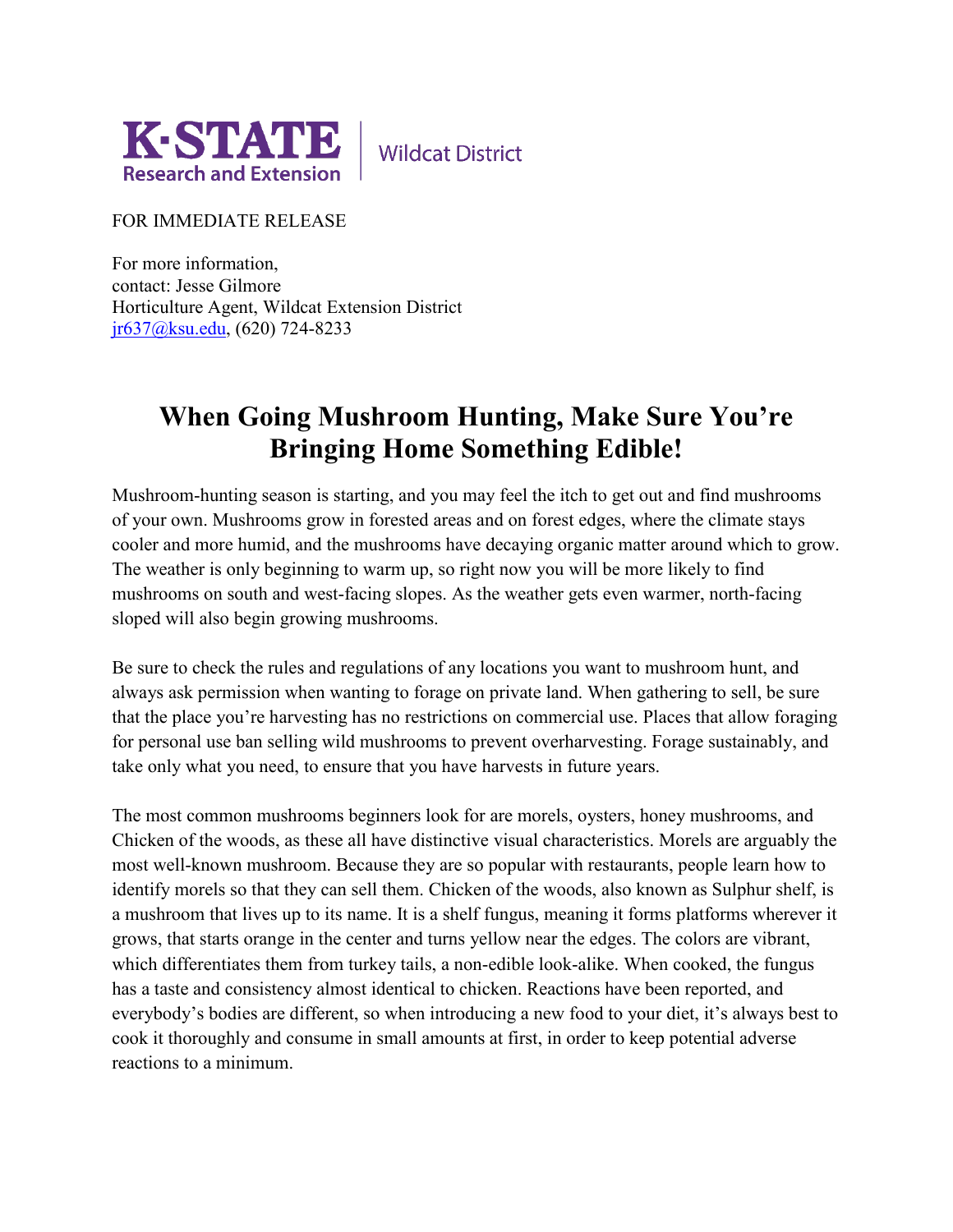K·STATE Research and Extension | Wildcat District

FOR IMMEDIATE RELEASE

For more information,
contact: Jesse Gilmore
Horticulture Agent, Wildcat Extension District
jr637@ksu.edu, (620) 724-8233

# When Going Mushroom Hunting, Make Sure You're Bringing Home Something Edible!

Mushroom-hunting season is starting, and you may feel the itch to get out and find mushrooms of your own. Mushrooms grow in forested areas and on forest edges, where the climate stays cooler and more humid, and the mushrooms have decaying organic matter around which to grow. The weather is only beginning to warm up, so right now you will be more likely to find mushrooms on south and west-facing slopes. As the weather gets even warmer, north-facing sloped will also begin growing mushrooms.

Be sure to check the rules and regulations of any locations you want to mushroom hunt, and always ask permission when wanting to forage on private land. When gathering to sell, be sure that the place you're harvesting has no restrictions on commercial use. Places that allow foraging for personal use ban selling wild mushrooms to prevent overharvesting. Forage sustainably, and take only what you need, to ensure that you have harvests in future years.

The most common mushrooms beginners look for are morels, oysters, honey mushrooms, and Chicken of the woods, as these all have distinctive visual characteristics. Morels are arguably the most well-known mushroom. Because they are so popular with restaurants, people learn how to identify morels so that they can sell them. Chicken of the woods, also known as Sulphur shelf, is a mushroom that lives up to its name. It is a shelf fungus, meaning it forms platforms wherever it grows, that starts orange in the center and turns yellow near the edges. The colors are vibrant, which differentiates them from turkey tails, a non-edible look-alike. When cooked, the fungus has a taste and consistency almost identical to chicken. Reactions have been reported, and everybody's bodies are different, so when introducing a new food to your diet, it's always best to cook it thoroughly and consume in small amounts at first, in order to keep potential adverse reactions to a minimum.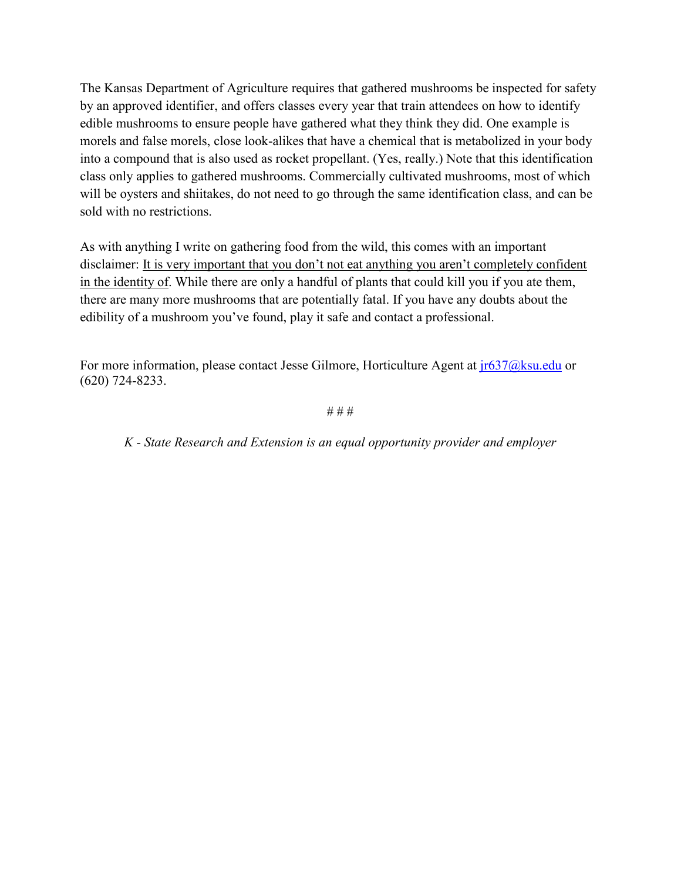The Kansas Department of Agriculture requires that gathered mushrooms be inspected for safety by an approved identifier, and offers classes every year that train attendees on how to identify edible mushrooms to ensure people have gathered what they think they did. One example is morels and false morels, close look-alikes that have a chemical that is metabolized in your body into a compound that is also used as rocket propellant. (Yes, really.) Note that this identification class only applies to gathered mushrooms. Commercially cultivated mushrooms, most of which will be oysters and shiitakes, do not need to go through the same identification class, and can be sold with no restrictions.

As with anything I write on gathering food from the wild, this comes with an important disclaimer: <u>It is very important that you don't not eat anything you aren't completely confident in the identity of</u>. While there are only a handful of plants that could kill you if you ate them, there are many more mushrooms that are potentially fatal. If you have any doubts about the edibility of a mushroom you've found, play it safe and contact a professional.

For more information, please contact Jesse Gilmore, Horticulture Agent at [jr637@ksu.edu](mailto:jr637@ksu.edu) or (620) 724-8233.

# # #

*K - State Research and Extension is an equal opportunity provider and employer*